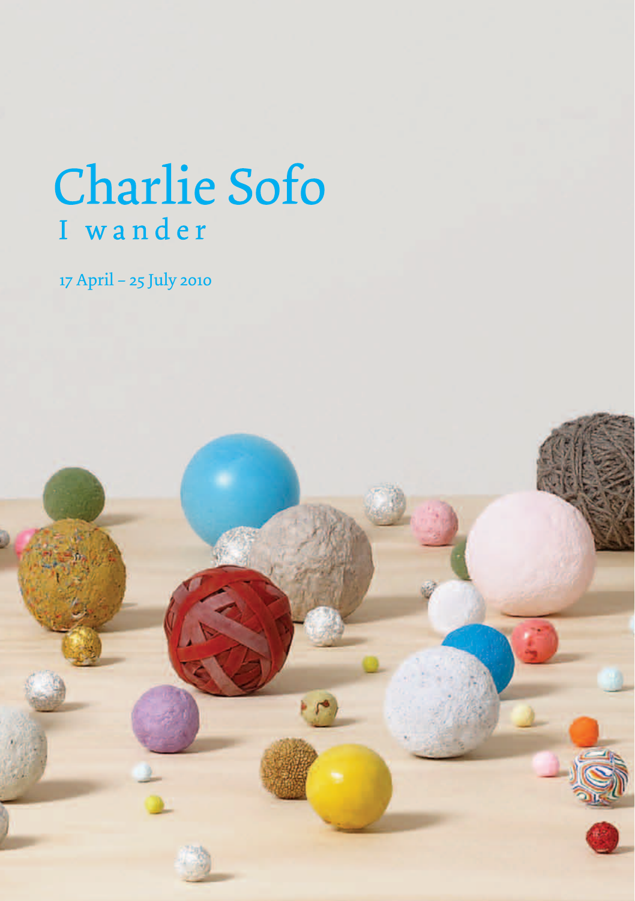# Charlie Sofo

## I wander

17 April – 25 July 2010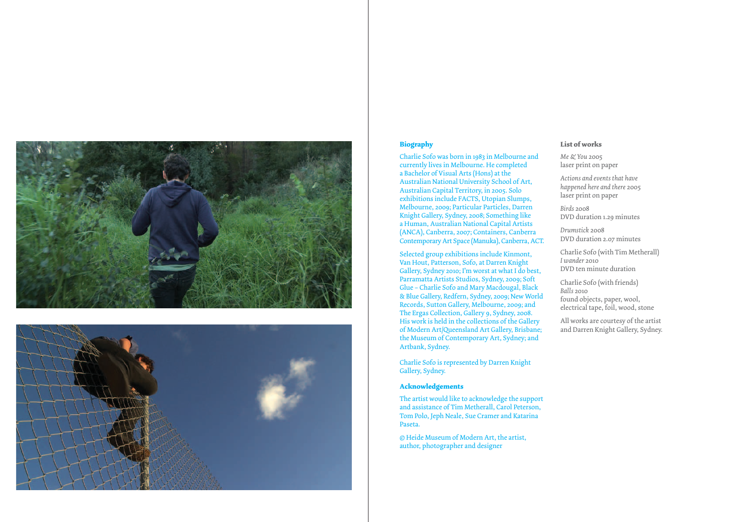## Biography

Charlie Sofo was born in 1983 in Melbourne and currently lives in Melbourne. He completed a Bachelor of Visual Arts (Hons) at the Australian National University School of Art, Australian Capital Territory, in 2005. Solo exhibitions include FACTS, Utopian Slumps, Melbourne, 2009; Particular Particles, Darren Knight Gallery, Sydney, 2008; Something like a Human, Australian National Capital Artists (ANCA), Canberra, 2007; Containers, Canberra Contemporary Art Space (Manuka), Canberra, ACT.

Selected group exhibitions include Kinmont, Van Hout, Patterson, Sofo, at Darren Knight Gallery, Sydney 2010; I'm worst at what I do best, Parramatta Artists Studios, Sydney, 2009; Soft Glue – Charlie Sofo and Mary Macdougal, Black & Blue Gallery, Redfern, Sydney, 2009; New World Records, Sutton Gallery, Melbourne, 2009; and The Ergas Collection, Gallery 9, Sydney, 2008. His work is held in the collections of the Gallery of Modern Art/Queensland Art Gallery, Brisbane; the Museum of Contemporary Art, Sydney; and Artbank, Sydney.

Charlie Sofo is represented by Darren Knight Gallery, Sydney.

## Acknowledgements

The artist would like to acknowledge the support and assistance of Tim Metherall, Carol Peterson, Tom Polo, Jeph Neale, Sue Cramer and Katarina Paseta.

© Heide Museum of Modern Art, the artist, author, photographer and designer

## List of works

*Me & You* 2005
laser print on paper

*Actions and events that have happened here and there* 2005
laser print on paper

*Birds* 2008
DVD duration 1.29 minutes

*Drumstick* 2008
DVD duration 2.07 minutes

Charlie Sofo (with Tim Metherall)
*I wander* 2010
DVD ten minute duration

Charlie Sofo (with friends)
*Balls* 2010
found objects, paper, wool, electrical tape, foil, wood, stone

All works are courtesy of the artist and Darren Knight Gallery, Sydney.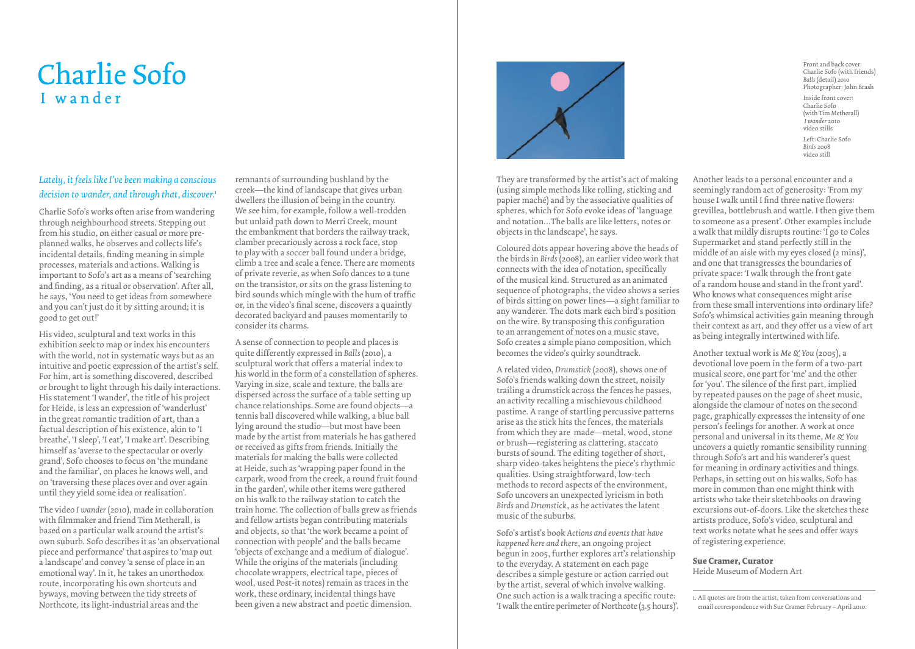# Charlie Sofo

## I wander

*Lately, it feels like I've been making a conscious decision to wander, and through that, discover.*[1]

Charlie Sofo's works often arise from wandering through neighbourhood streets. Stepping out from his studio, on either casual or more pre-planned walks, he observes and collects life's incidental details, finding meaning in simple processes, materials and actions. Walking is important to Sofo's art as a means of 'searching and finding, as a ritual or observation'. After all, he says, 'You need to get ideas from somewhere and you can't just do it by sitting around; it is good to get out!'

His video, sculptural and text works in this exhibition seek to map or index his encounters with the world, not in systematic ways but as an intuitive and poetic expression of the artist's self. For him, art is something discovered, described or brought to light through his daily interactions. His statement 'I wander', the title of his project for Heide, is less an expression of 'wanderlust' in the great romantic tradition of art, than a factual description of his existence, akin to 'I breathe', 'I sleep', 'I eat', 'I make art'. Describing himself as 'averse to the spectacular or overly grand', Sofo chooses to focus on 'the mundane and the familiar', on places he knows well, and on 'traversing these places over and over again until they yield some idea or realisation'.

The video *I wander* (2010), made in collaboration with filmmaker and friend Tim Metherall, is based on a particular walk around the artist's own suburb. Sofo describes it as 'an observational piece and performance' that aspires to 'map out a landscape' and convey 'a sense of place in an emotional way'. In it, he takes an unorthodox route, incorporating his own shortcuts and byways, moving between the tidy streets of Northcote, its light-industrial areas and the remnants of surrounding bushland by the creek—the kind of landscape that gives urban dwellers the illusion of being in the country. We see him, for example, follow a well-trodden but unlaid path down to Merri Creek, mount the embankment that borders the railway track, clamber precariously across a rock face, stop to play with a soccer ball found under a bridge, climb a tree and scale a fence. There are moments of private reverie, as when Sofo dances to a tune on the transistor, or sits on the grass listening to bird sounds which mingle with the hum of traffic or, in the video's final scene, discovers a quaintly decorated backyard and pauses momentarily to consider its charms.

A sense of connection to people and places is quite differently expressed in *Balls* (2010), a sculptural work that offers a material index to his world in the form of a constellation of spheres. Varying in size, scale and texture, the balls are dispersed across the surface of a table setting up chance relationships. Some are found objects—a tennis ball discovered while walking, a blue ball lying around the studio—but most have been made by the artist from materials he has gathered or received as gifts from friends. Initially the materials for making the balls were collected at Heide, such as 'wrapping paper found in the carpark, wood from the creek, a round fruit found in the garden', while other items were gathered on his walk to the railway station to catch the train home. The collection of balls grew as friends and fellow artists began contributing materials and objects, so that 'the work became a point of connection with people' and the balls became 'objects of exchange and a medium of dialogue'. While the origins of the materials (including chocolate wrappers, electrical tape, pieces of wool, used Post-it notes) remain as traces in the work, these ordinary, incidental things have been given a new abstract and poetic dimension. They are transformed by the artist's act of making (using simple methods like rolling, sticking and papier maché) and by the associative qualities of spheres, which for Sofo evoke ideas of 'language and notation…The balls are like letters, notes or objects in the landscape', he says.

Coloured dots appear hovering above the heads of the birds in *Birds* (2008), an earlier video work that connects with the idea of notation, specifically of the musical kind. Structured as an animated sequence of photographs, the video shows a series of birds sitting on power lines—a sight familiar to any wanderer. The dots mark each bird's position on the wire. By transposing this configuration to an arrangement of notes on a music stave, Sofo creates a simple piano composition, which becomes the video's quirky soundtrack.

A related video, *Drumstick* (2008), shows one of Sofo's friends walking down the street, noisily trailing a drumstick across the fences he passes, an activity recalling a mischievous childhood pastime. A range of startling percussive patterns arise as the stick hits the fences, the materials from which they are made—metal, wood, stone or brush—registering as clattering, staccato bursts of sound. The editing together of short, sharp video-takes heightens the piece's rhythmic qualities. Using straightforward, low-tech methods to record aspects of the environment, Sofo uncovers an unexpected lyricism in both *Birds* and *Drumstick*, as he activates the latent music of the suburbs.

Sofo's artist's book *Actions and events that have happened here and there*, an ongoing project begun in 2005, further explores art's relationship to the everyday. A statement on each page describes a simple gesture or action carried out by the artist, several of which involve walking. One such action is a walk tracing a specific route: 'I walk the entire perimeter of Northcote (3.5 hours)'. Another leads to a personal encounter and a seemingly random act of generosity: 'From my house I walk until I find three native flowers: grevillea, bottlebrush and wattle. I then give them to someone as a present'. Other examples include a walk that mildly disrupts routine: 'I go to Coles Supermarket and stand perfectly still in the middle of an aisle with my eyes closed (2 mins)', and one that transgresses the boundaries of private space: 'I walk through the front gate of a random house and stand in the front yard'. Who knows what consequences might arise from these small interventions into ordinary life? Sofo's whimsical activities gain meaning through their context as art, and they offer us a view of art as being integrally intertwined with life.

Another textual work is *Me & You* (2005), a devotional love poem in the form of a two-part musical score, one part for 'me' and the other for 'you'. The silence of the first part, implied by repeated pauses on the page of sheet music, alongside the clamour of notes on the second page, graphically expresses the intensity of one person's feelings for another. A work at once personal and universal in its theme, *Me & You* uncovers a quietly romantic sensibility running through Sofo's art and his wanderer's quest for meaning in ordinary activities and things. Perhaps, in setting out on his walks, Sofo has more in common than one might think with artists who take their sketchbooks on drawing excursions out-of-doors. Like the sketches these artists produce, Sofo's video, sculptural and text works notate what he sees and offer ways of registering experience.

**Sue Cramer, Curator**
Heide Museum of Modern Art

1. All quotes are from the artist, taken from conversations and email correspondence with Sue Cramer February – April 2010.

Front and back cover:
Charlie Sofo (with friends)
*Balls* (detail) 2010
Photographer: John Brash

Inside front cover:
Charlie Sofo
(with Tim Metherall)
*I wander* 2010
video stills

Left: Charlie Sofo
*Birds* 2008
video still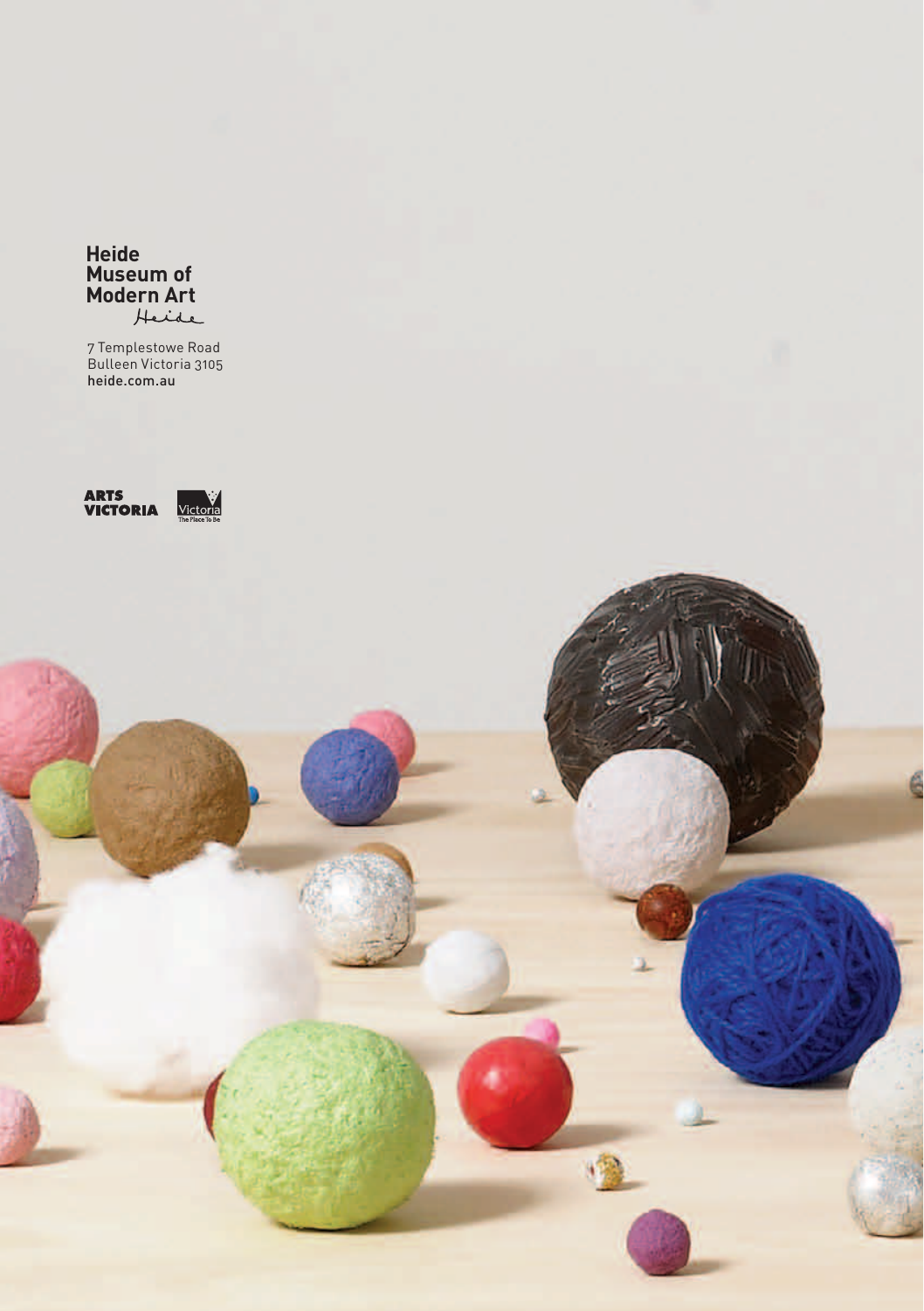**Heide**
**Museum of**
**Modern Art**

7 Templestowe Road
Bulleen Victoria 3105
**heide.com.au**

ARTS VICTORIA

Victoria
The Place To Be